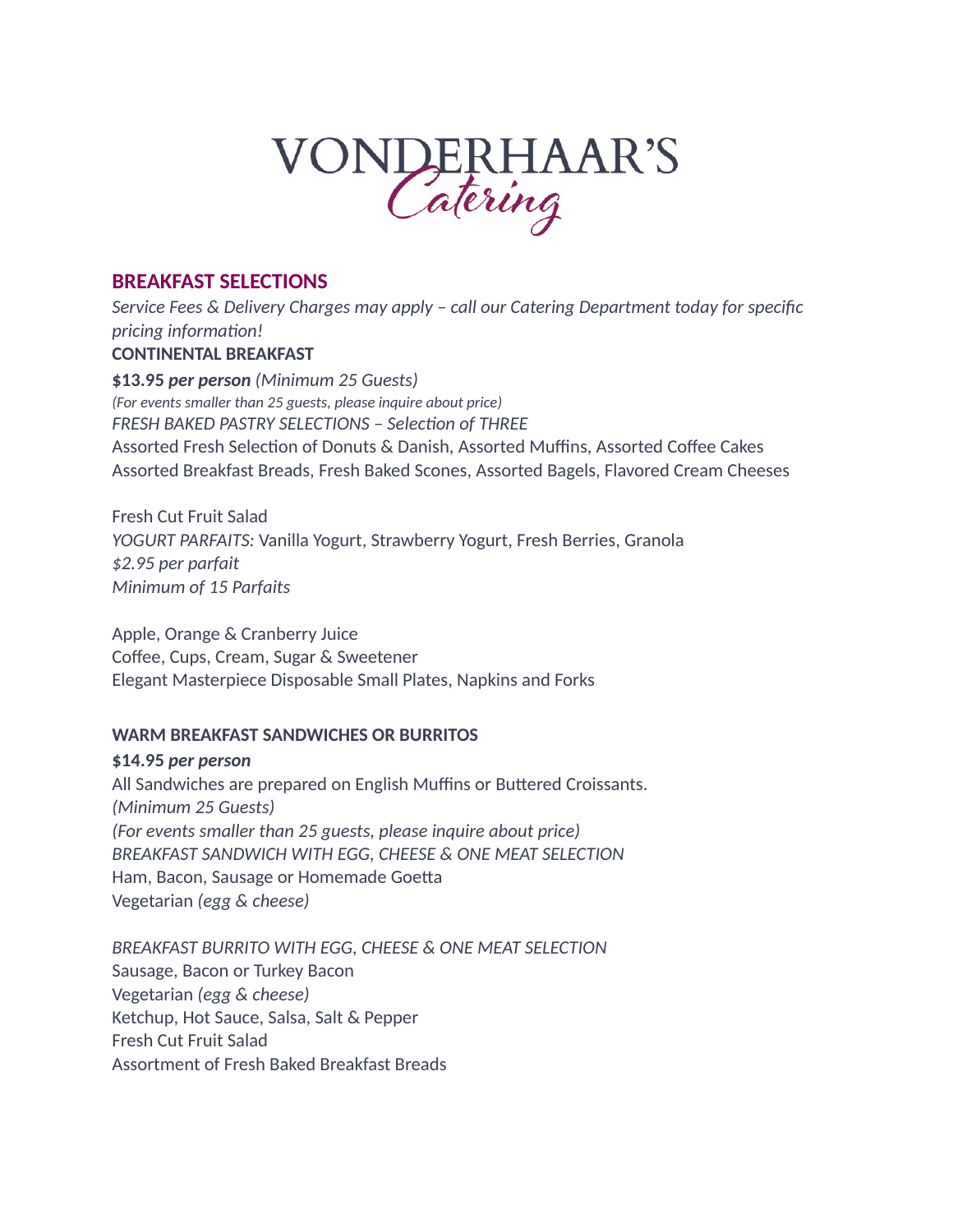# VONDERHAAR'S *Catering*

## BREAKFAST SELECTIONS

*Service Fees & Delivery Charges may apply – call our Catering Department today for specific pricing information!*

**CONTINENTAL BREAKFAST**

**$13.95 *per person*** *(Minimum 25 Guests)*
*(For events smaller than 25 guests, please inquire about price)*
*FRESH BAKED PASTRY SELECTIONS – Selection of THREE*
Assorted Fresh Selection of Donuts & Danish, Assorted Muffins, Assorted Coffee Cakes
Assorted Breakfast Breads, Fresh Baked Scones, Assorted Bagels, Flavored Cream Cheeses

Fresh Cut Fruit Salad
*YOGURT PARFAITS:* Vanilla Yogurt, Strawberry Yogurt, Fresh Berries, Granola
*$2.95 per parfait*
*Minimum of 15 Parfaits*

Apple, Orange & Cranberry Juice
Coffee, Cups, Cream, Sugar & Sweetener
Elegant Masterpiece Disposable Small Plates, Napkins and Forks

**WARM BREAKFAST SANDWICHES OR BURRITOS**

**$14.95 *per person***
All Sandwiches are prepared on English Muffins or Buttered Croissants.
*(Minimum 25 Guests)*
*(For events smaller than 25 guests, please inquire about price)*
*BREAKFAST SANDWICH WITH EGG, CHEESE & ONE MEAT SELECTION*
Ham, Bacon, Sausage or Homemade Goetta
Vegetarian *(egg & cheese)*

*BREAKFAST BURRITO WITH EGG, CHEESE & ONE MEAT SELECTION*
Sausage, Bacon or Turkey Bacon
Vegetarian *(egg & cheese)*
Ketchup, Hot Sauce, Salsa, Salt & Pepper
Fresh Cut Fruit Salad
Assortment of Fresh Baked Breakfast Breads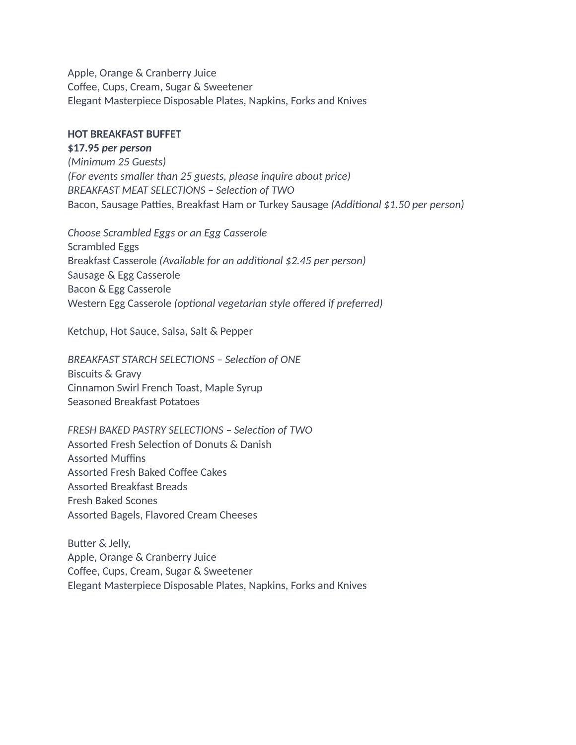Apple, Orange & Cranberry Juice
Coffee, Cups, Cream, Sugar & Sweetener
Elegant Masterpiece Disposable Plates, Napkins, Forks and Knives

**HOT BREAKFAST BUFFET**
***$17.95 per person***
*(Minimum 25 Guests)*
*(For events smaller than 25 guests, please inquire about price)*
*BREAKFAST MEAT SELECTIONS – Selection of TWO*
Bacon, Sausage Patties, Breakfast Ham or Turkey Sausage *(Additional $1.50 per person)*

*Choose Scrambled Eggs or an Egg Casserole*
Scrambled Eggs
Breakfast Casserole *(Available for an additional $2.45 per person)*
Sausage & Egg Casserole
Bacon & Egg Casserole
Western Egg Casserole *(optional vegetarian style offered if preferred)*

Ketchup, Hot Sauce, Salsa, Salt & Pepper

*BREAKFAST STARCH SELECTIONS – Selection of ONE*
Biscuits & Gravy
Cinnamon Swirl French Toast, Maple Syrup
Seasoned Breakfast Potatoes

*FRESH BAKED PASTRY SELECTIONS – Selection of TWO*
Assorted Fresh Selection of Donuts & Danish
Assorted Muffins
Assorted Fresh Baked Coffee Cakes
Assorted Breakfast Breads
Fresh Baked Scones
Assorted Bagels, Flavored Cream Cheeses

Butter & Jelly,
Apple, Orange & Cranberry Juice
Coffee, Cups, Cream, Sugar & Sweetener
Elegant Masterpiece Disposable Plates, Napkins, Forks and Knives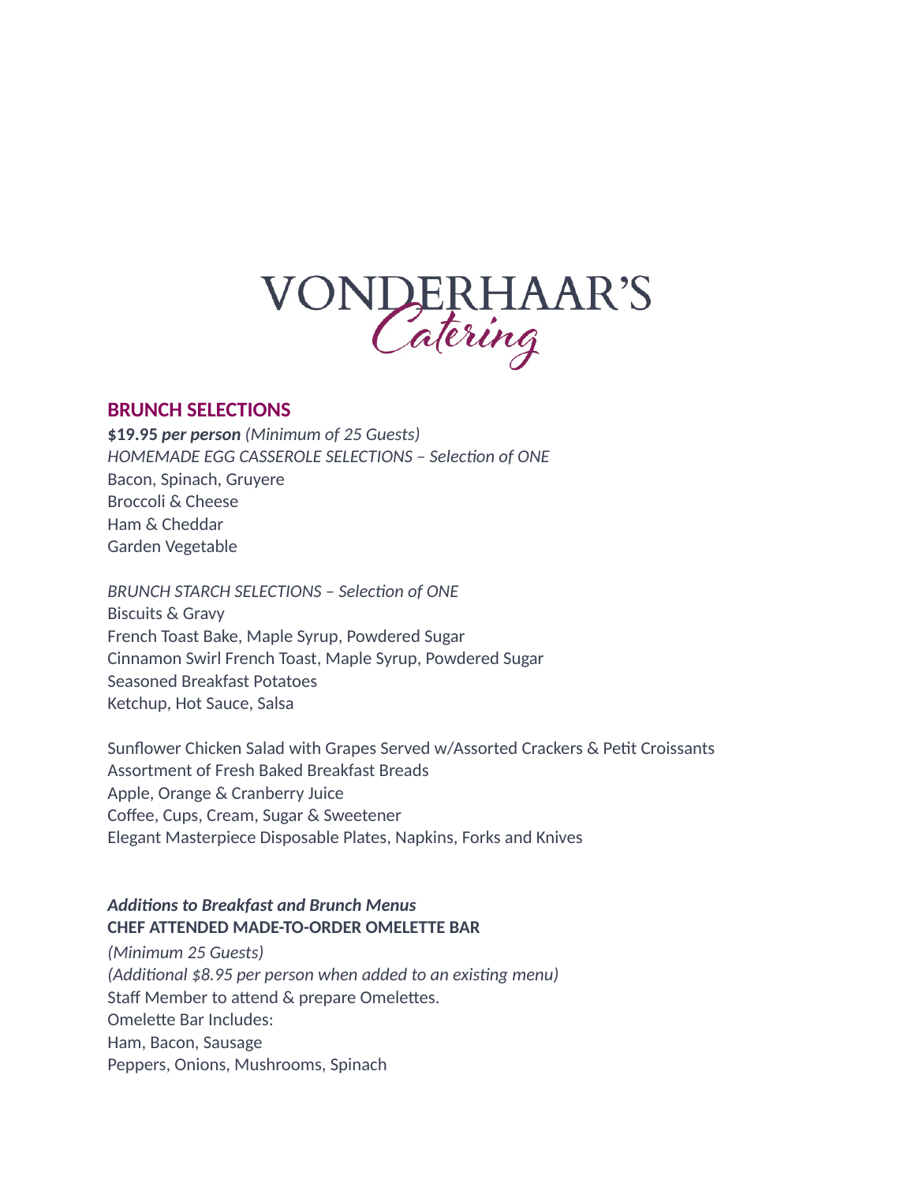# VONDERHAAR'S *Catering*

## BRUNCH SELECTIONS

***$19.95 per person*** *(Minimum of 25 Guests)*

*HOMEMADE EGG CASSEROLE SELECTIONS – Selection of ONE*

Bacon, Spinach, Gruyere
Broccoli & Cheese
Ham & Cheddar
Garden Vegetable

*BRUNCH STARCH SELECTIONS – Selection of ONE*

Biscuits & Gravy
French Toast Bake, Maple Syrup, Powdered Sugar
Cinnamon Swirl French Toast, Maple Syrup, Powdered Sugar
Seasoned Breakfast Potatoes
Ketchup, Hot Sauce, Salsa

Sunflower Chicken Salad with Grapes Served w/Assorted Crackers & Petit Croissants
Assortment of Fresh Baked Breakfast Breads
Apple, Orange & Cranberry Juice
Coffee, Cups, Cream, Sugar & Sweetener
Elegant Masterpiece Disposable Plates, Napkins, Forks and Knives

***Additions to Breakfast and Brunch Menus***

**CHEF ATTENDED MADE-TO-ORDER OMELETTE BAR**

*(Minimum 25 Guests)*
*(Additional $8.95 per person when added to an existing menu)*
Staff Member to attend & prepare Omelettes.
Omelette Bar Includes:
Ham, Bacon, Sausage
Peppers, Onions, Mushrooms, Spinach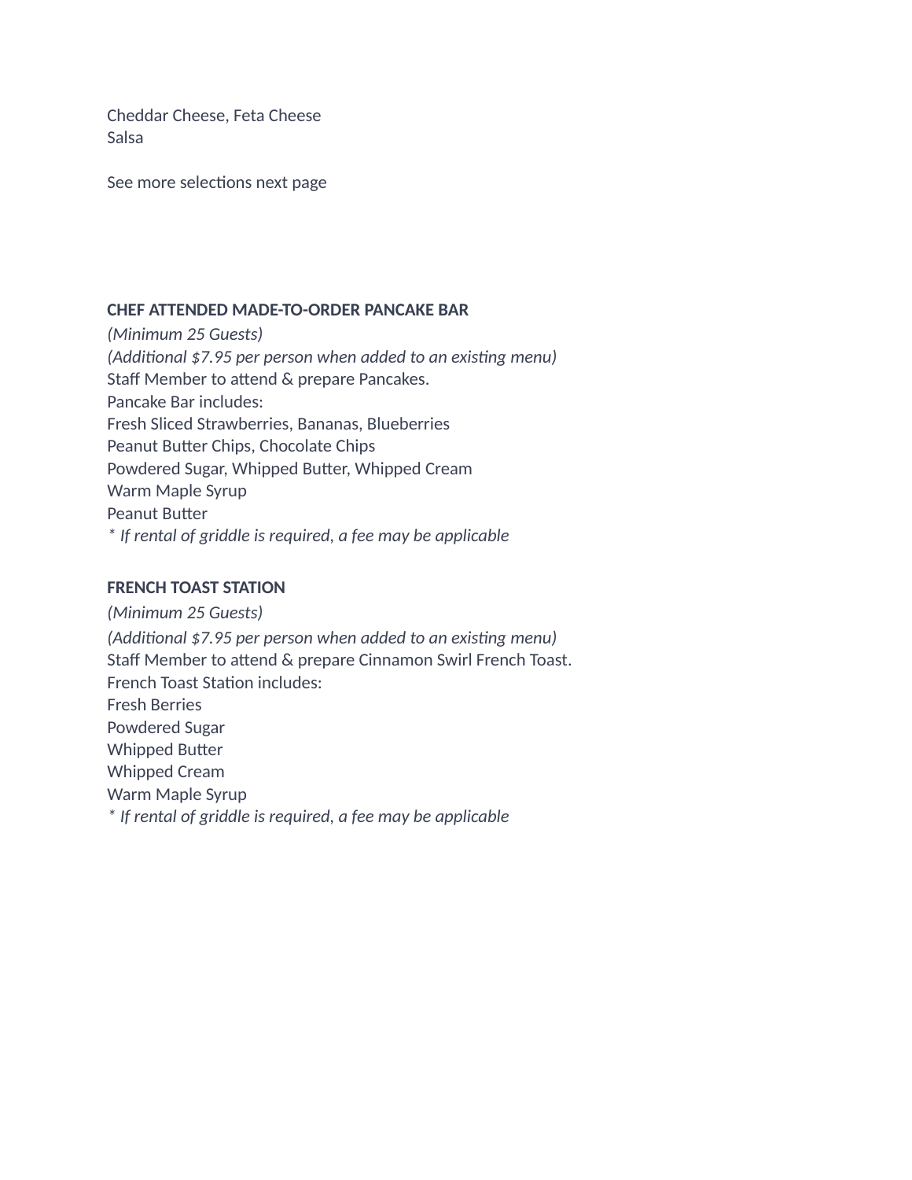Cheddar Cheese, Feta Cheese
Salsa

See more selections next page

**CHEF ATTENDED MADE-TO-ORDER PANCAKE BAR**

*(Minimum 25 Guests)*
*(Additional $7.95 per person when added to an existing menu)*
Staff Member to attend & prepare Pancakes.
Pancake Bar includes:
Fresh Sliced Strawberries, Bananas, Blueberries
Peanut Butter Chips, Chocolate Chips
Powdered Sugar, Whipped Butter, Whipped Cream
Warm Maple Syrup
Peanut Butter
*\* If rental of griddle is required, a fee may be applicable*

**FRENCH TOAST STATION**

*(Minimum 25 Guests)*
*(Additional $7.95 per person when added to an existing menu)*
Staff Member to attend & prepare Cinnamon Swirl French Toast.
French Toast Station includes:
Fresh Berries
Powdered Sugar
Whipped Butter
Whipped Cream
Warm Maple Syrup
*\* If rental of griddle is required, a fee may be applicable*